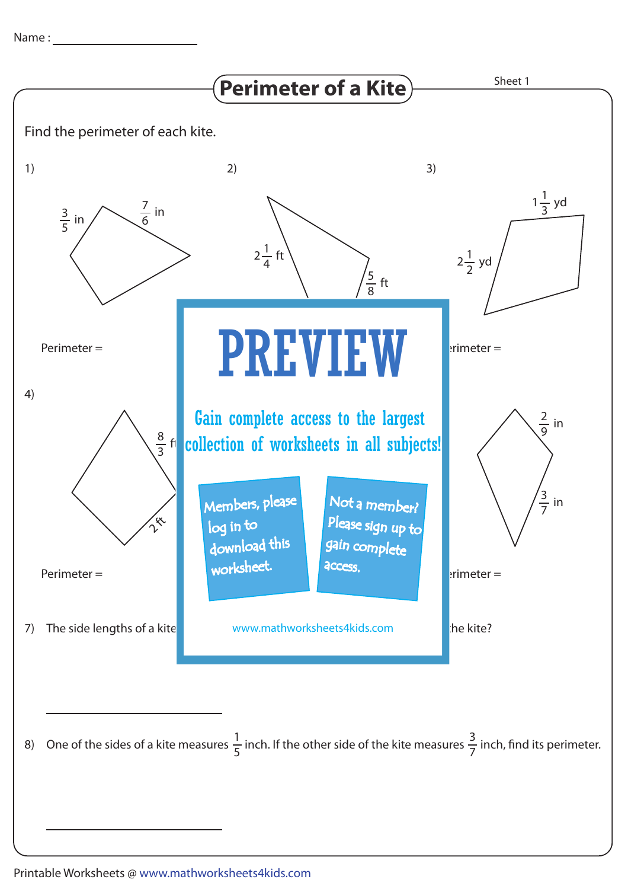Name : ____________________

# Perimeter of a Kite

Sheet 1

Find the perimeter of each kite.

1) $\frac{3}{5}$ in, $\frac{7}{6}$ in

Perimeter =

2) $2\frac{1}{4}$ ft, $\frac{5}{8}$ ft

3) $1\frac{1}{3}$ yd, $2\frac{1}{2}$ yd

Perimeter =

4) $\frac{8}{3}$ ft, 2 ft

Perimeter =

$\frac{2}{9}$ in, $\frac{3}{7}$ in

Perimeter =

**PREVIEW**

Gain complete access to the largest collection of worksheets in all subjects!

Members, please log in to download this worksheet.

Not a member? Please sign up to gain complete access.

www.mathworksheets4kids.com

7) The side lengths of a kite ... the kite?

____________________

8) One of the sides of a kite measures $\frac{1}{5}$ inch. If the other side of the kite measures $\frac{3}{7}$ inch, find its perimeter.

____________________

Printable Worksheets @ www.mathworksheets4kids.com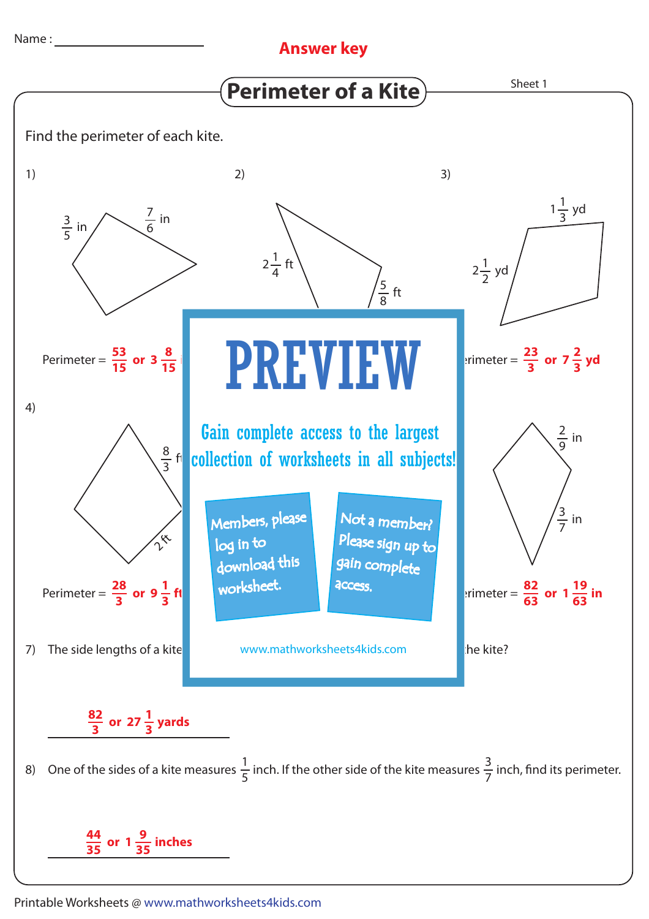Name : ______________________

**Answer key**

# Perimeter of a Kite

Sheet 1

Find the perimeter of each kite.

1)

$\frac{3}{5}$ in

$\frac{7}{6}$ in

Perimeter = $\frac{53}{15}$ or $3\frac{8}{15}$ i

2)

$2\frac{1}{4}$ ft

$\frac{5}{8}$ ft

3)

$1\frac{1}{3}$ yd

$2\frac{1}{2}$ yd

rimeter = $\frac{23}{3}$ or $7\frac{2}{3}$ yd

4)

$\frac{8}{3}$ ft

2 ft

Perimeter = $\frac{28}{3}$ or $9\frac{1}{3}$ ft

$\frac{2}{9}$ in

$\frac{3}{7}$ in

rimeter = $\frac{82}{63}$ or $1\frac{19}{63}$ in

**PREVIEW**

Gain complete access to the largest collection of worksheets in all subjects!

Members, please log in to download this worksheet.

Not a member? Please sign up to gain complete access.

www.mathworksheets4kids.com

7) The side lengths of a kite ... he kite?

$\frac{82}{3}$ or $27\frac{1}{3}$ yards

8) One of the sides of a kite measures $\frac{1}{5}$ inch. If the other side of the kite measures $\frac{3}{7}$ inch, find its perimeter.

$\frac{44}{35}$ or $1\frac{9}{35}$ inches

Printable Worksheets @ www.mathworksheets4kids.com